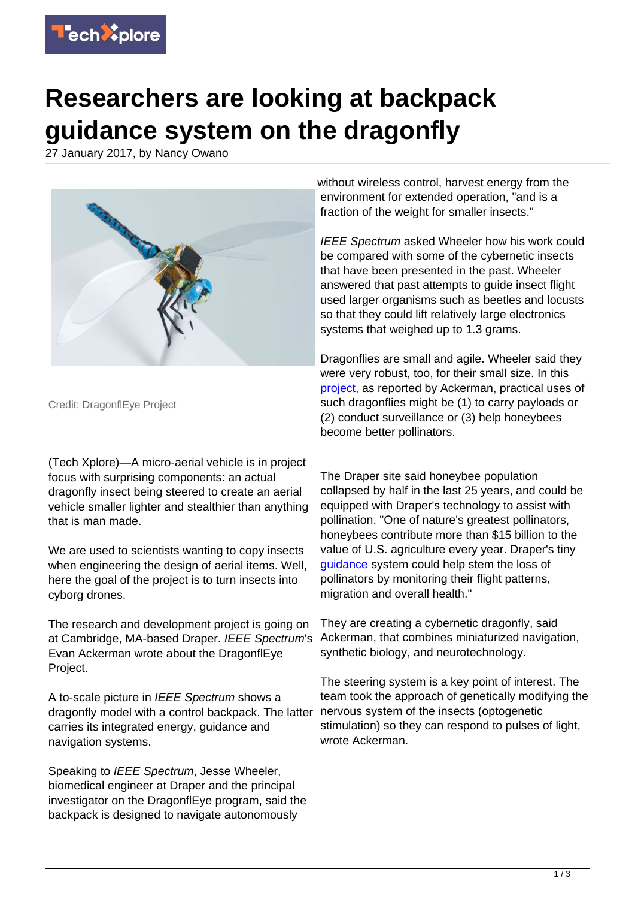# Researchers are looking at backpack guidance system on the dragonfly

27 January 2017, by Nancy Owano

Credit: DragonflEye Project

(Tech Xplore)—A micro-aerial vehicle is in project focus with surprising components: an actual dragonfly insect being steered to create an aerial vehicle smaller lighter and stealthier than anything that is man made.

We are used to scientists wanting to copy insects when engineering the design of aerial items. Well, here the goal of the project is to turn insects into cyborg drones.

The research and development project is going on at Cambridge, MA-based Draper. *IEEE Spectrum*'s Evan Ackerman wrote about the DragonflEye Project.

A to-scale picture in *IEEE Spectrum* shows a dragonfly model with a control backpack. The latter carries its integrated energy, guidance and navigation systems.

Speaking to *IEEE Spectrum*, Jesse Wheeler, biomedical engineer at Draper and the principal investigator on the DragonflEye program, said the backpack is designed to navigate autonomously without wireless control, harvest energy from the environment for extended operation, "and is a fraction of the weight for smaller insects."

*IEEE Spectrum* asked Wheeler how his work could be compared with some of the cybernetic insects that have been presented in the past. Wheeler answered that past attempts to guide insect flight used larger organisms such as beetles and locusts so that they could lift relatively large electronics systems that weighed up to 1.3 grams.

Dragonflies are small and agile. Wheeler said they were very robust, too, for their small size. In this project, as reported by Ackerman, practical uses of such dragonflies might be (1) to carry payloads or (2) conduct surveillance or (3) help honeybees become better pollinators.

The Draper site said honeybee population collapsed by half in the last 25 years, and could be equipped with Draper's technology to assist with pollination. "One of nature's greatest pollinators, honeybees contribute more than $15 billion to the value of U.S. agriculture every year. Draper's tiny guidance system could help stem the loss of pollinators by monitoring their flight patterns, migration and overall health."

They are creating a cybernetic dragonfly, said Ackerman, that combines miniaturized navigation, synthetic biology, and neurotechnology.

The steering system is a key point of interest. The team took the approach of genetically modifying the nervous system of the insects (optogenetic stimulation) so they can respond to pulses of light, wrote Ackerman.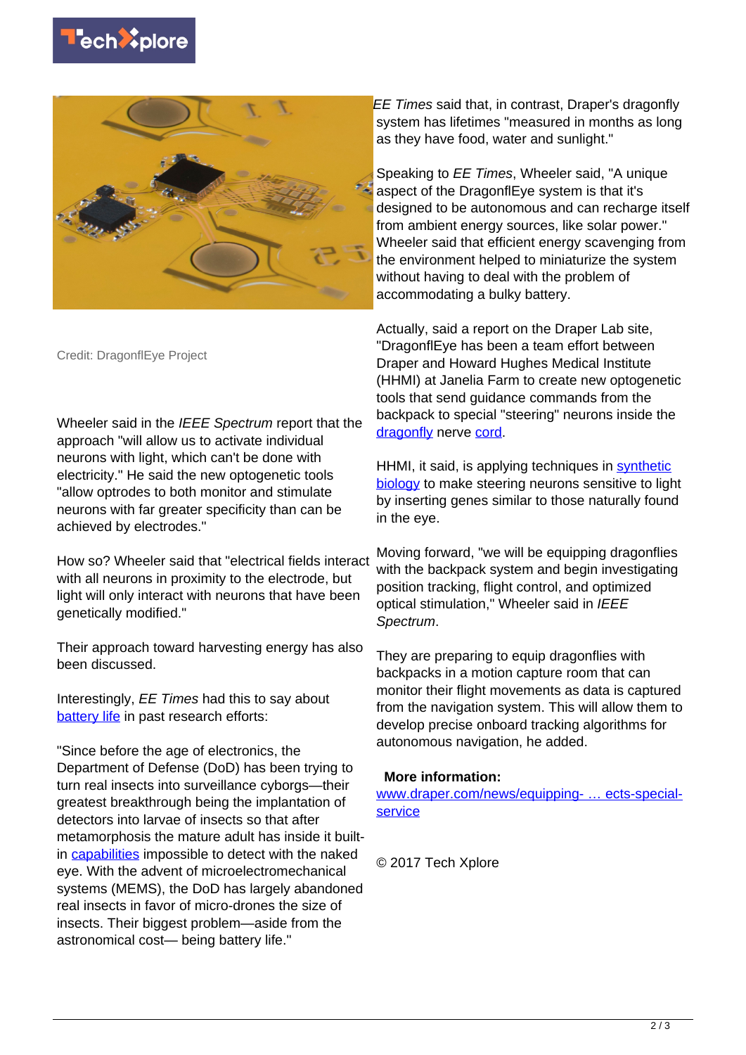Credit: DragonflEye Project

Wheeler said in the *IEEE Spectrum* report that the approach "will allow us to activate individual neurons with light, which can't be done with electricity." He said the new optogenetic tools "allow optrodes to both monitor and stimulate neurons with far greater specificity than can be achieved by electrodes."

How so? Wheeler said that "electrical fields interact with all neurons in proximity to the electrode, but light will only interact with neurons that have been genetically modified."

Their approach toward harvesting energy has also been discussed.

Interestingly, *EE Times* had this to say about battery life in past research efforts:

"Since before the age of electronics, the Department of Defense (DoD) has been trying to turn real insects into surveillance cyborgs—their greatest breakthrough being the implantation of detectors into larvae of insects so that after metamorphosis the mature adult has inside it built-in capabilities impossible to detect with the naked eye. With the advent of microelectromechanical systems (MEMS), the DoD has largely abandoned real insects in favor of micro-drones the size of insects. Their biggest problem—aside from the astronomical cost— being battery life."

*EE Times* said that, in contrast, Draper's dragonfly system has lifetimes "measured in months as long as they have food, water and sunlight."

Speaking to *EE Times*, Wheeler said, "A unique aspect of the DragonflEye system is that it's designed to be autonomous and can recharge itself from ambient energy sources, like solar power." Wheeler said that efficient energy scavenging from the environment helped to miniaturize the system without having to deal with the problem of accommodating a bulky battery.

Actually, said a report on the Draper Lab site, "DragonflEye has been a team effort between Draper and Howard Hughes Medical Institute (HHMI) at Janelia Farm to create new optogenetic tools that send guidance commands from the backpack to special "steering" neurons inside the dragonfly nerve cord.

HHMI, it said, is applying techniques in synthetic biology to make steering neurons sensitive to light by inserting genes similar to those naturally found in the eye.

Moving forward, "we will be equipping dragonflies with the backpack system and begin investigating position tracking, flight control, and optimized optical stimulation," Wheeler said in *IEEE Spectrum*.

They are preparing to equip dragonflies with backpacks in a motion capture room that can monitor their flight movements as data is captured from the navigation system. This will allow them to develop precise onboard tracking algorithms for autonomous navigation, he added.

**More information:** www.draper.com/news/equipping- … ects-special-service

© 2017 Tech Xplore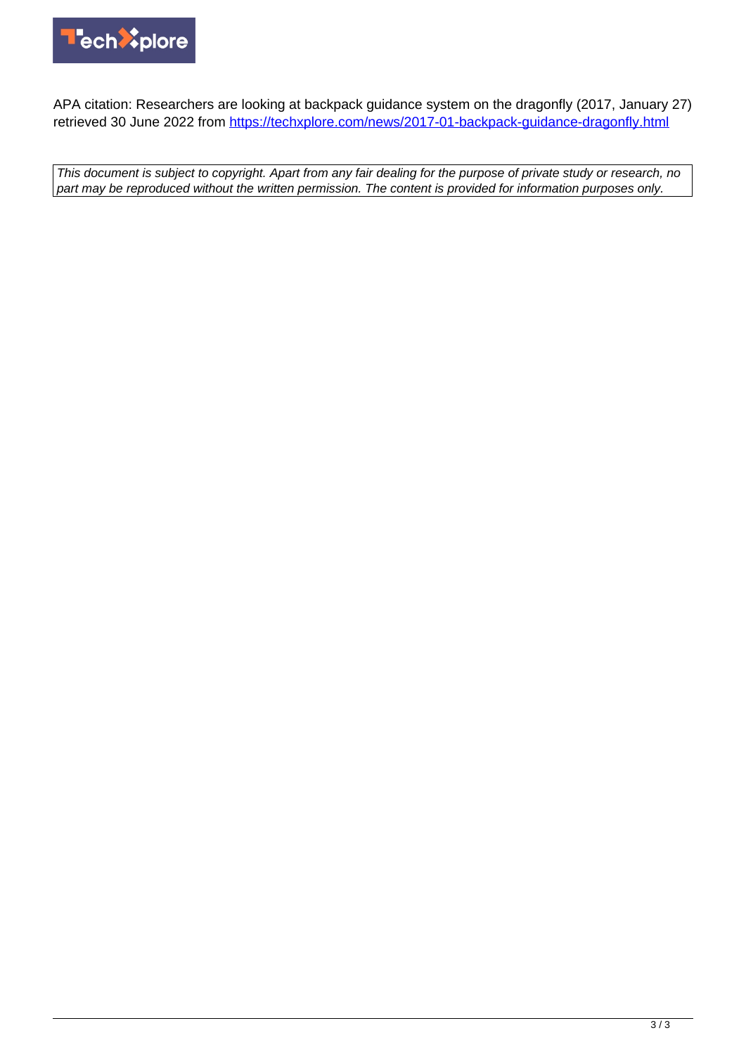APA citation: Researchers are looking at backpack guidance system on the dragonfly (2017, January 27) retrieved 30 June 2022 from https://techxplore.com/news/2017-01-backpack-guidance-dragonfly.html

*This document is subject to copyright. Apart from any fair dealing for the purpose of private study or research, no part may be reproduced without the written permission. The content is provided for information purposes only.*